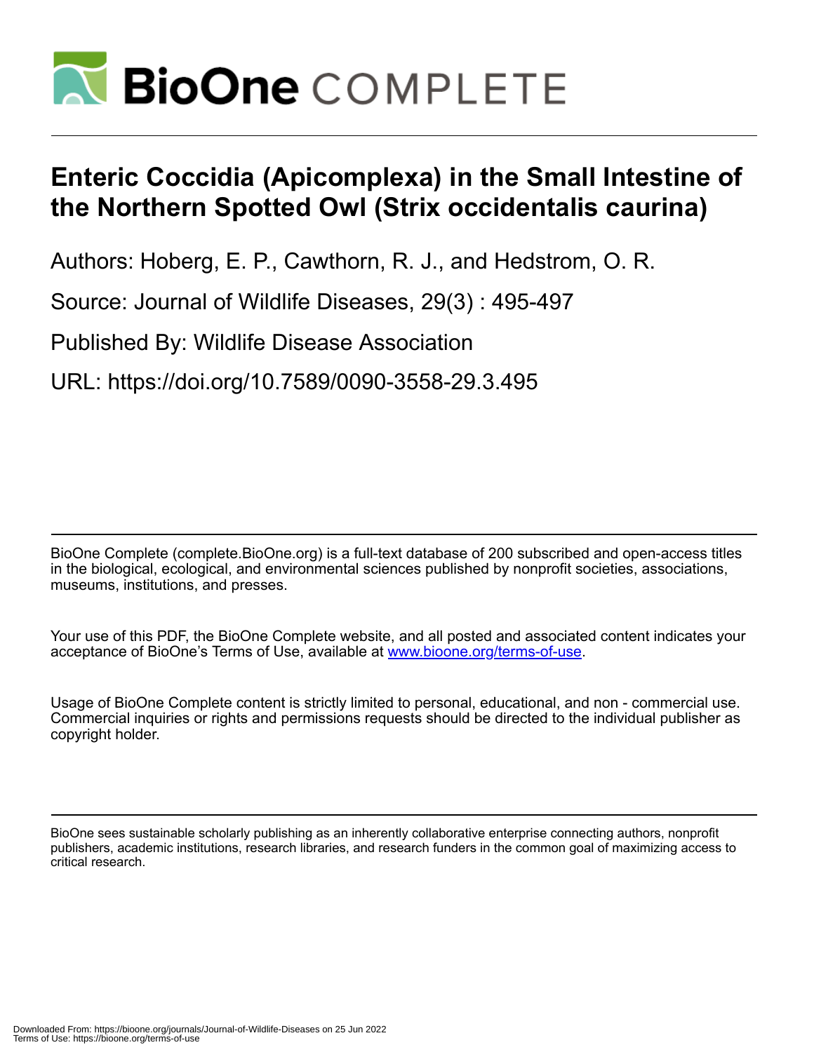# Enteric Coccidia (Apicomplexa) in the Small Intestine of the Northern Spotted Owl (Strix occidentalis caurina)

Authors: Hoberg, E. P., Cawthorn, R. J., and Hedstrom, O. R.

Source: Journal of Wildlife Diseases, 29(3) : 495-497

Published By: Wildlife Disease Association

URL: https://doi.org/10.7589/0090-3558-29.3.495

BioOne Complete (complete.BioOne.org) is a full-text database of 200 subscribed and open-access titles in the biological, ecological, and environmental sciences published by nonprofit societies, associations, museums, institutions, and presses.

Your use of this PDF, the BioOne Complete website, and all posted and associated content indicates your acceptance of BioOne's Terms of Use, available at www.bioone.org/terms-of-use.

Usage of BioOne Complete content is strictly limited to personal, educational, and non - commercial use. Commercial inquiries or rights and permissions requests should be directed to the individual publisher as copyright holder.

BioOne sees sustainable scholarly publishing as an inherently collaborative enterprise connecting authors, nonprofit publishers, academic institutions, research libraries, and research funders in the common goal of maximizing access to critical research.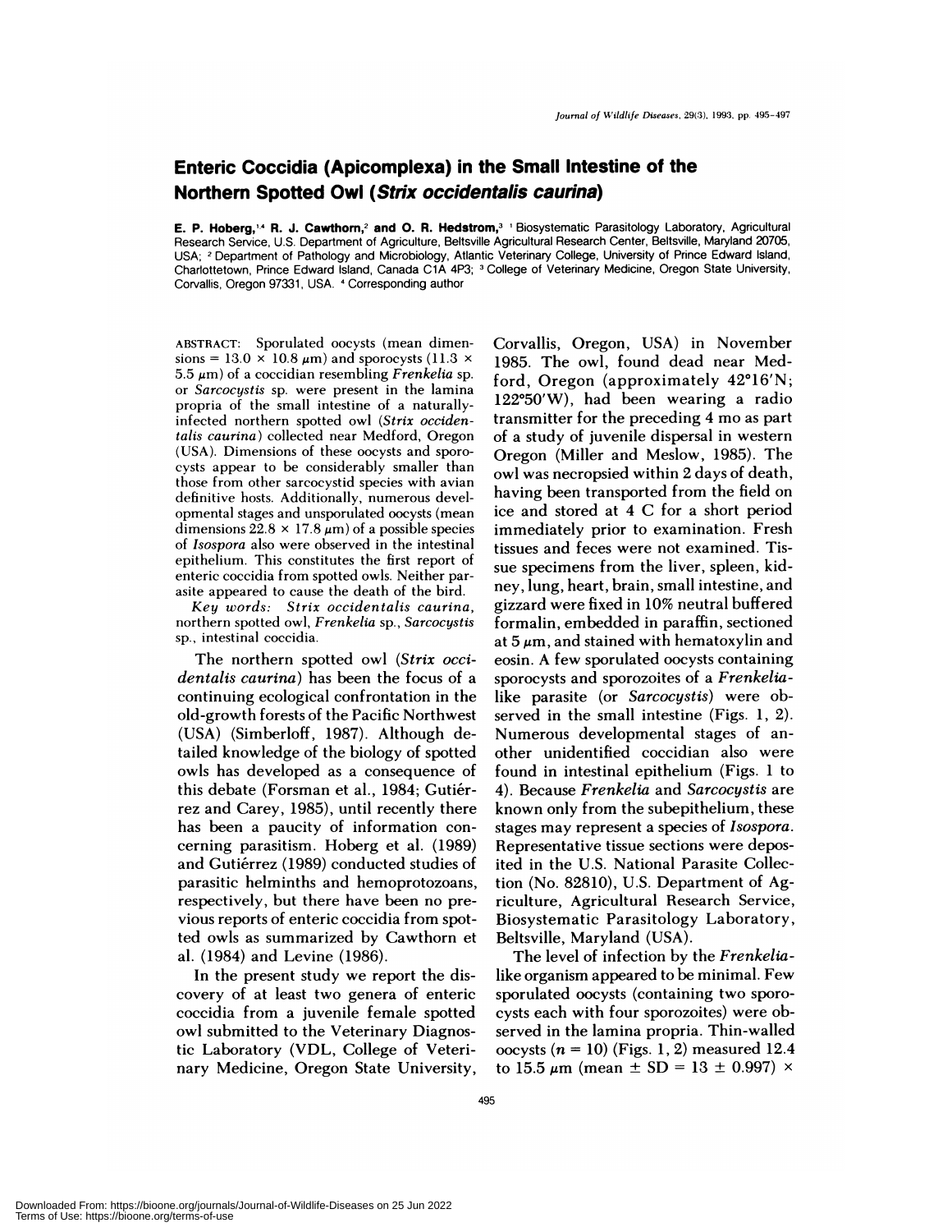# Enteric Coccidia (Apicomplexa) in the Small Intestine of the Northern Spotted Owl (*Strix occidentalis caurina*)

**E. P. Hoberg,[1,4] R. J. Cawthorn,[2] and O. R. Hedstrom,[3]** [1] Biosystematic Parasitology Laboratory, Agricultural Research Service, U.S. Department of Agriculture, Beltsville Agricultural Research Center, Beltsville, Maryland 20705, USA; [2] Department of Pathology and Microbiology, Atlantic Veterinary College, University of Prince Edward Island, Charlottetown, Prince Edward Island, Canada C1A 4P3; [3] College of Veterinary Medicine, Oregon State University, Corvallis, Oregon 97331, USA. [4] Corresponding author

ABSTRACT: Sporulated oocysts (mean dimensions = 13.0 × 10.8 μm) and sporocysts (11.3 × 5.5 μm) of a coccidian resembling *Frenkelia* sp. or *Sarcocystis* sp. were present in the lamina propria of the small intestine of a naturally-infected northern spotted owl (*Strix occidentalis caurina*) collected near Medford, Oregon (USA). Dimensions of these oocysts and sporocysts appear to be considerably smaller than those from other sarcocystid species with avian definitive hosts. Additionally, numerous developmental stages and unsporulated oocysts (mean dimensions 22.8 × 17.8 μm) of a possible species of *Isospora* also were observed in the intestinal epithelium. This constitutes the first report of enteric coccidia from spotted owls. Neither parasite appeared to cause the death of the bird.

*Key words:* *Strix occidentalis caurina*, northern spotted owl, *Frenkelia* sp., *Sarcocystis* sp., intestinal coccidia.

The northern spotted owl (*Strix occidentalis caurina*) has been the focus of a continuing ecological confrontation in the old-growth forests of the Pacific Northwest (USA) (Simberloff, 1987). Although detailed knowledge of the biology of spotted owls has developed as a consequence of this debate (Forsman et al., 1984; Gutiérrez and Carey, 1985), until recently there has been a paucity of information concerning parasitism. Hoberg et al. (1989) and Gutiérrez (1989) conducted studies of parasitic helminths and hemoprotozoans, respectively, but there have been no previous reports of enteric coccidia from spotted owls as summarized by Cawthorn et al. (1984) and Levine (1986).

In the present study we report the discovery of at least two genera of enteric coccidia from a juvenile female spotted owl submitted to the Veterinary Diagnostic Laboratory (VDL, College of Veterinary Medicine, Oregon State University, Corvallis, Oregon, USA) in November 1985. The owl, found dead near Medford, Oregon (approximately 42°16′N; 122°50′W), had been wearing a radio transmitter for the preceding 4 mo as part of a study of juvenile dispersal in western Oregon (Miller and Meslow, 1985). The owl was necropsied within 2 days of death, having been transported from the field on ice and stored at 4 C for a short period immediately prior to examination. Fresh tissues and feces were not examined. Tissue specimens from the liver, spleen, kidney, lung, heart, brain, small intestine, and gizzard were fixed in 10% neutral buffered formalin, embedded in paraffin, sectioned at 5 μm, and stained with hematoxylin and eosin. A few sporulated oocysts containing sporocysts and sporozoites of a *Frenkelia*-like parasite (or *Sarcocystis*) were observed in the small intestine (Figs. 1, 2). Numerous developmental stages of another unidentified coccidian also were found in intestinal epithelium (Figs. 1 to 4). Because *Frenkelia* and *Sarcocystis* are known only from the subepithelium, these stages may represent a species of *Isospora*. Representative tissue sections were deposited in the U.S. National Parasite Collection (No. 82810), U.S. Department of Agriculture, Agricultural Research Service, Biosystematic Parasitology Laboratory, Beltsville, Maryland (USA).

The level of infection by the *Frenkelia*-like organism appeared to be minimal. Few sporulated oocysts (containing two sporocysts each with four sporozoites) were observed in the lamina propria. Thin-walled oocysts ($n = 10$) (Figs. 1, 2) measured 12.4 to 15.5 μm (mean ± SD = 13 ± 0.997) ×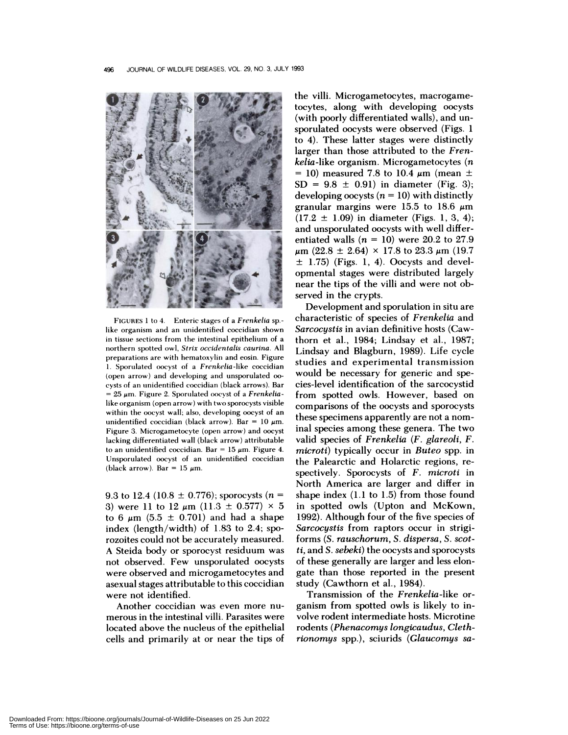FIGURES 1 to 4. Enteric stages of a *Frenkelia* sp.-like organism and an unidentified coccidian shown in tissue sections from the intestinal epithelium of a northern spotted owl, *Strix occidentalis caurina*. All preparations are with hematoxylin and eosin. Figure 1. Sporulated oocyst of a *Frenkelia*-like coccidian (open arrow) and developing and unsporulated oocysts of an unidentified coccidian (black arrows). Bar = 25 μm. Figure 2. Sporulated oocyst of a *Frenkelia*-like organism (open arrow) with two sporocysts visible within the oocyst wall; also, developing oocyst of an unidentified coccidian (black arrow). Bar = 10 μm. Figure 3. Microgametocyte (open arrow) and oocyst lacking differentiated wall (black arrow) attributable to an unidentified coccidian. Bar = 15 μm. Figure 4. Unsporulated oocyst of an unidentified coccidian (black arrow). Bar = 15 μm.

9.3 to 12.4 (10.8 ± 0.776); sporocysts ($n$ = 3) were 11 to 12 μm (11.3 ± 0.577) × 5 to 6 μm (5.5 ± 0.701) and had a shape index (length/width) of 1.83 to 2.4; sporozoites could not be accurately measured. A Steida body or sporocyst residuum was not observed. Few unsporulated oocysts were observed and microgametocytes and asexual stages attributable to this coccidian were not identified.

Another coccidian was even more numerous in the intestinal villi. Parasites were located above the nucleus of the epithelial cells and primarily at or near the tips of the villi. Microgametocytes, macrogametocytes, along with developing oocysts (with poorly differentiated walls), and unsporulated oocysts were observed (Figs. 1 to 4). These latter stages were distinctly larger than those attributed to the *Frenkelia*-like organism. Microgametocytes ($n$ = 10) measured 7.8 to 10.4 μm (mean ± SD = 9.8 ± 0.91) in diameter (Fig. 3); developing oocysts ($n$ = 10) with distinctly granular margins were 15.5 to 18.6 μm (17.2 ± 1.09) in diameter (Figs. 1, 3, 4); and unsporulated oocysts with well differentiated walls ($n$ = 10) were 20.2 to 27.9 μm (22.8 ± 2.64) × 17.8 to 23.3 μm (19.7 ± 1.75) (Figs. 1, 4). Oocysts and developmental stages were distributed largely near the tips of the villi and were not observed in the crypts.

Development and sporulation in situ are characteristic of species of *Frenkelia* and *Sarcocystis* in avian definitive hosts (Cawthorn et al., 1984; Lindsay et al., 1987; Lindsay and Blagburn, 1989). Life cycle studies and experimental transmission would be necessary for generic and species-level identification of the sarcocystid from spotted owls. However, based on comparisons of the oocysts and sporocysts these specimens apparently are not a nominal species among these genera. The two valid species of *Frenkelia* (*F. glareoli*, *F. microti*) typically occur in *Buteo* spp. in the Palearctic and Holarctic regions, respectively. Sporocysts of *F. microti* in North America are larger and differ in shape index (1.1 to 1.5) from those found in spotted owls (Upton and McKown, 1992). Although four of the five species of *Sarcocystis* from raptors occur in strigiforms (*S. rauschorum*, *S. dispersa*, *S. scotti*, and *S. sebeki*) the oocysts and sporocysts of these generally are larger and less elongate than those reported in the present study (Cawthorn et al., 1984).

Transmission of the *Frenkelia*-like organism from spotted owls is likely to involve rodent intermediate hosts. Microtine rodents (*Phenacomys longicaudus*, *Clethrionomys* spp.), sciurids (*Glaucomys sa-*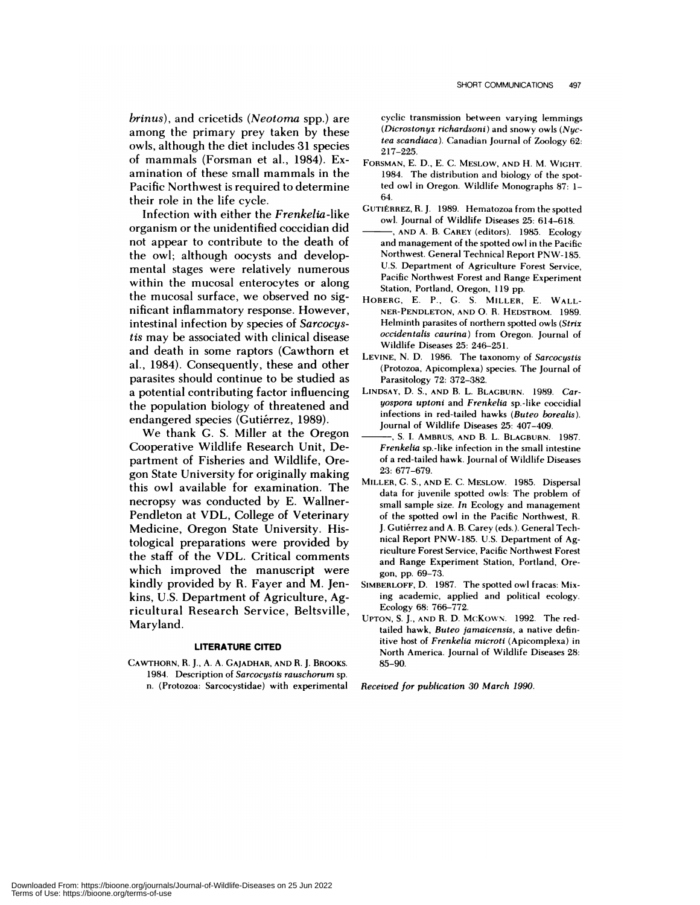*brinus*), and cricetids (*Neotoma* spp.) are among the primary prey taken by these owls, although the diet includes 31 species of mammals (Forsman et al., 1984). Examination of these small mammals in the Pacific Northwest is required to determine their role in the life cycle.

Infection with either the *Frenkelia*-like organism or the unidentified coccidian did not appear to contribute to the death of the owl; although oocysts and developmental stages were relatively numerous within the mucosal enterocytes or along the mucosal surface, we observed no significant inflammatory response. However, intestinal infection by species of *Sarcocystis* may be associated with clinical disease and death in some raptors (Cawthorn et al., 1984). Consequently, these and other parasites should continue to be studied as a potential contributing factor influencing the population biology of threatened and endangered species (Gutiérrez, 1989).

We thank G. S. Miller at the Oregon Cooperative Wildlife Research Unit, Department of Fisheries and Wildlife, Oregon State University for originally making this owl available for examination. The necropsy was conducted by E. Wallner-Pendleton at VDL, College of Veterinary Medicine, Oregon State University. Histological preparations were provided by the staff of the VDL. Critical comments which improved the manuscript were kindly provided by R. Fayer and M. Jenkins, U.S. Department of Agriculture, Agricultural Research Service, Beltsville, Maryland.

## LITERATURE CITED

CAWTHORN, R. J., A. A. GAJADHAR, AND R. J. BROOKS. 1984. Description of *Sarcocystis rauschorum* sp. n. (Protozoa: Sarcocystidae) with experimental cyclic transmission between varying lemmings (*Dicrostonyx richardsoni*) and snowy owls (*Nyctea scandiaca*). Canadian Journal of Zoology 62: 217–225.

FORSMAN, E. D., E. C. MESLOW, AND H. M. WIGHT. 1984. The distribution and biology of the spotted owl in Oregon. Wildlife Monographs 87: 1–64.

GUTIÉRREZ, R. J. 1989. Hematozoa from the spotted owl. Journal of Wildlife Diseases 25: 614–618.

———, AND A. B. CAREY (editors). 1985. Ecology and management of the spotted owl in the Pacific Northwest. General Technical Report PNW-185. U.S. Department of Agriculture Forest Service, Pacific Northwest Forest and Range Experiment Station, Portland, Oregon, 119 pp.

HOBERG, E. P., G. S. MILLER, E. WALLNER-PENDLETON, AND O. R. HEDSTROM. 1989. Helminth parasites of northern spotted owls (*Strix occidentalis caurina*) from Oregon. Journal of Wildlife Diseases 25: 246–251.

LEVINE, N. D. 1986. The taxonomy of *Sarcocystis* (Protozoa, Apicomplexa) species. The Journal of Parasitology 72: 372–382.

LINDSAY, D. S., AND B. L. BLAGBURN. 1989. *Caryospora uptoni* and *Frenkelia* sp.-like coccidial infections in red-tailed hawks (*Buteo borealis*). Journal of Wildlife Diseases 25: 407–409.

———, S. I. AMBRUS, AND B. L. BLAGBURN. 1987. *Frenkelia* sp.-like infection in the small intestine of a red-tailed hawk. Journal of Wildlife Diseases 23: 677–679.

MILLER, G. S., AND E. C. MESLOW. 1985. Dispersal data for juvenile spotted owls: The problem of small sample size. *In* Ecology and management of the spotted owl in the Pacific Northwest, R. J. Gutiérrez and A. B. Carey (eds.). General Technical Report PNW-185. U.S. Department of Agriculture Forest Service, Pacific Northwest Forest and Range Experiment Station, Portland, Oregon, pp. 69–73.

SIMBERLOFF, D. 1987. The spotted owl fracas: Mixing academic, applied and political ecology. Ecology 68: 766–772.

UPTON, S. J., AND R. D. MCKOWN. 1992. The red-tailed hawk, *Buteo jamaicensis*, a native definitive host of *Frenkelia microti* (Apicomplexa) in North America. Journal of Wildlife Diseases 28: 85–90.

*Received for publication 30 March 1990.*